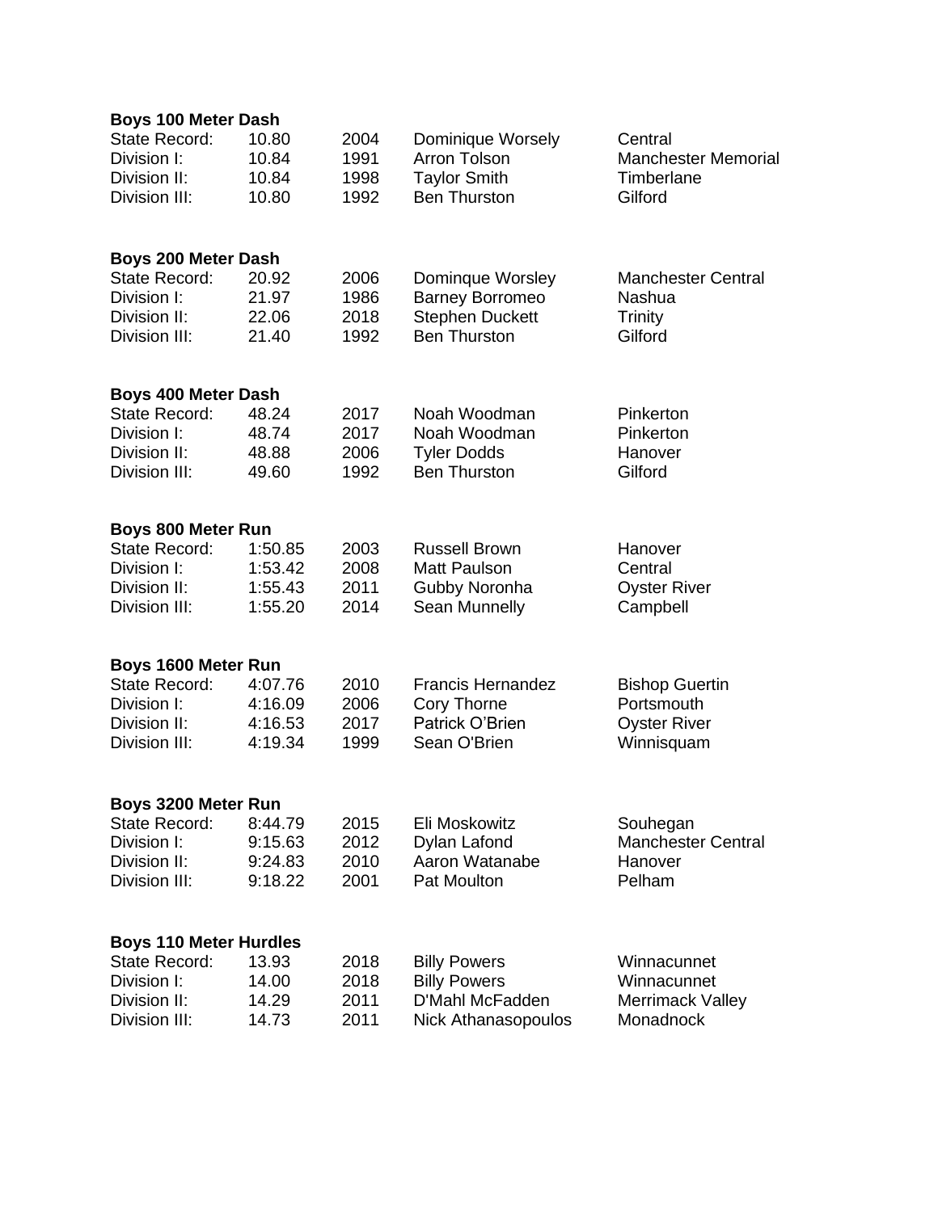**Boys 100 Meter Dash**

| | | | | |
|---|---|---|---|---|
| State Record: | 10.80 | 2004 | Dominique Worsely | Central |
| Division I: | 10.84 | 1991 | Arron Tolson | Manchester Memorial |
| Division II: | 10.84 | 1998 | Taylor Smith | Timberlane |
| Division III: | 10.80 | 1992 | Ben Thurston | Gilford |

**Boys 200 Meter Dash**

| | | | | |
|---|---|---|---|---|
| State Record: | 20.92 | 2006 | Dominque Worsley | Manchester Central |
| Division I: | 21.97 | 1986 | Barney Borromeo | Nashua |
| Division II: | 22.06 | 2018 | Stephen Duckett | Trinity |
| Division III: | 21.40 | 1992 | Ben Thurston | Gilford |

**Boys 400 Meter Dash**

| | | | | |
|---|---|---|---|---|
| State Record: | 48.24 | 2017 | Noah Woodman | Pinkerton |
| Division I: | 48.74 | 2017 | Noah Woodman | Pinkerton |
| Division II: | 48.88 | 2006 | Tyler Dodds | Hanover |
| Division III: | 49.60 | 1992 | Ben Thurston | Gilford |

**Boys 800 Meter Run**

| | | | | |
|---|---|---|---|---|
| State Record: | 1:50.85 | 2003 | Russell Brown | Hanover |
| Division I: | 1:53.42 | 2008 | Matt Paulson | Central |
| Division II: | 1:55.43 | 2011 | Gubby Noronha | Oyster River |
| Division III: | 1:55.20 | 2014 | Sean Munnelly | Campbell |

**Boys 1600 Meter Run**

| | | | | |
|---|---|---|---|---|
| State Record: | 4:07.76 | 2010 | Francis Hernandez | Bishop Guertin |
| Division I: | 4:16.09 | 2006 | Cory Thorne | Portsmouth |
| Division II: | 4:16.53 | 2017 | Patrick O'Brien | Oyster River |
| Division III: | 4:19.34 | 1999 | Sean O'Brien | Winnisquam |

**Boys 3200 Meter Run**

| | | | | |
|---|---|---|---|---|
| State Record: | 8:44.79 | 2015 | Eli Moskowitz | Souhegan |
| Division I: | 9:15.63 | 2012 | Dylan Lafond | Manchester Central |
| Division II: | 9:24.83 | 2010 | Aaron Watanabe | Hanover |
| Division III: | 9:18.22 | 2001 | Pat Moulton | Pelham |

**Boys 110 Meter Hurdles**

| | | | | |
|---|---|---|---|---|
| State Record: | 13.93 | 2018 | Billy Powers | Winnacunnet |
| Division I: | 14.00 | 2018 | Billy Powers | Winnacunnet |
| Division II: | 14.29 | 2011 | D'Mahl McFadden | Merrimack Valley |
| Division III: | 14.73 | 2011 | Nick Athanasopoulos | Monadnock |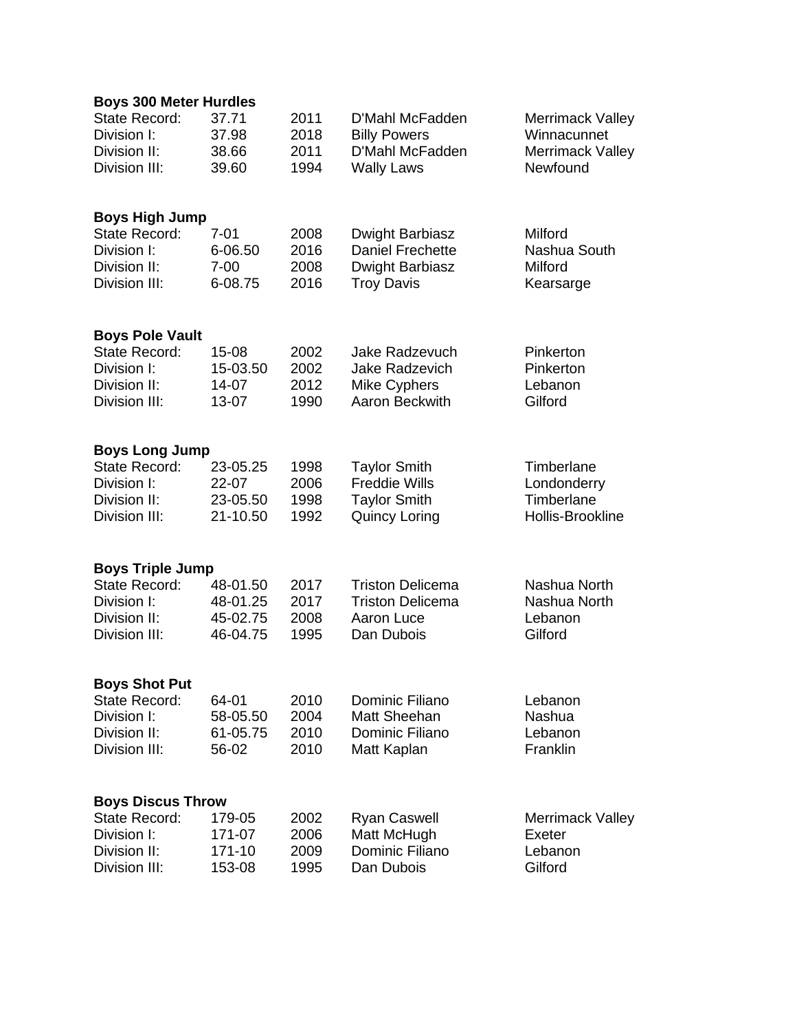**Boys 300 Meter Hurdles**

| | | | | |
|---|---|---|---|---|
| State Record: | 37.71 | 2011 | D'Mahl McFadden | Merrimack Valley |
| Division I: | 37.98 | 2018 | Billy Powers | Winnacunnet |
| Division II: | 38.66 | 2011 | D'Mahl McFadden | Merrimack Valley |
| Division III: | 39.60 | 1994 | Wally Laws | Newfound |

**Boys High Jump**

| | | | | |
|---|---|---|---|---|
| State Record: | 7-01 | 2008 | Dwight Barbiasz | Milford |
| Division I: | 6-06.50 | 2016 | Daniel Frechette | Nashua South |
| Division II: | 7-00 | 2008 | Dwight Barbiasz | Milford |
| Division III: | 6-08.75 | 2016 | Troy Davis | Kearsarge |

**Boys Pole Vault**

| | | | | |
|---|---|---|---|---|
| State Record: | 15-08 | 2002 | Jake Radzevuch | Pinkerton |
| Division I: | 15-03.50 | 2002 | Jake Radzevich | Pinkerton |
| Division II: | 14-07 | 2012 | Mike Cyphers | Lebanon |
| Division III: | 13-07 | 1990 | Aaron Beckwith | Gilford |

**Boys Long Jump**

| | | | | |
|---|---|---|---|---|
| State Record: | 23-05.25 | 1998 | Taylor Smith | Timberlane |
| Division I: | 22-07 | 2006 | Freddie Wills | Londonderry |
| Division II: | 23-05.50 | 1998 | Taylor Smith | Timberlane |
| Division III: | 21-10.50 | 1992 | Quincy Loring | Hollis-Brookline |

**Boys Triple Jump**

| | | | | |
|---|---|---|---|---|
| State Record: | 48-01.50 | 2017 | Triston Delicema | Nashua North |
| Division I: | 48-01.25 | 2017 | Triston Delicema | Nashua North |
| Division II: | 45-02.75 | 2008 | Aaron Luce | Lebanon |
| Division III: | 46-04.75 | 1995 | Dan Dubois | Gilford |

**Boys Shot Put**

| | | | | |
|---|---|---|---|---|
| State Record: | 64-01 | 2010 | Dominic Filiano | Lebanon |
| Division I: | 58-05.50 | 2004 | Matt Sheehan | Nashua |
| Division II: | 61-05.75 | 2010 | Dominic Filiano | Lebanon |
| Division III: | 56-02 | 2010 | Matt Kaplan | Franklin |

**Boys Discus Throw**

| | | | | |
|---|---|---|---|---|
| State Record: | 179-05 | 2002 | Ryan Caswell | Merrimack Valley |
| Division I: | 171-07 | 2006 | Matt McHugh | Exeter |
| Division II: | 171-10 | 2009 | Dominic Filiano | Lebanon |
| Division III: | 153-08 | 1995 | Dan Dubois | Gilford |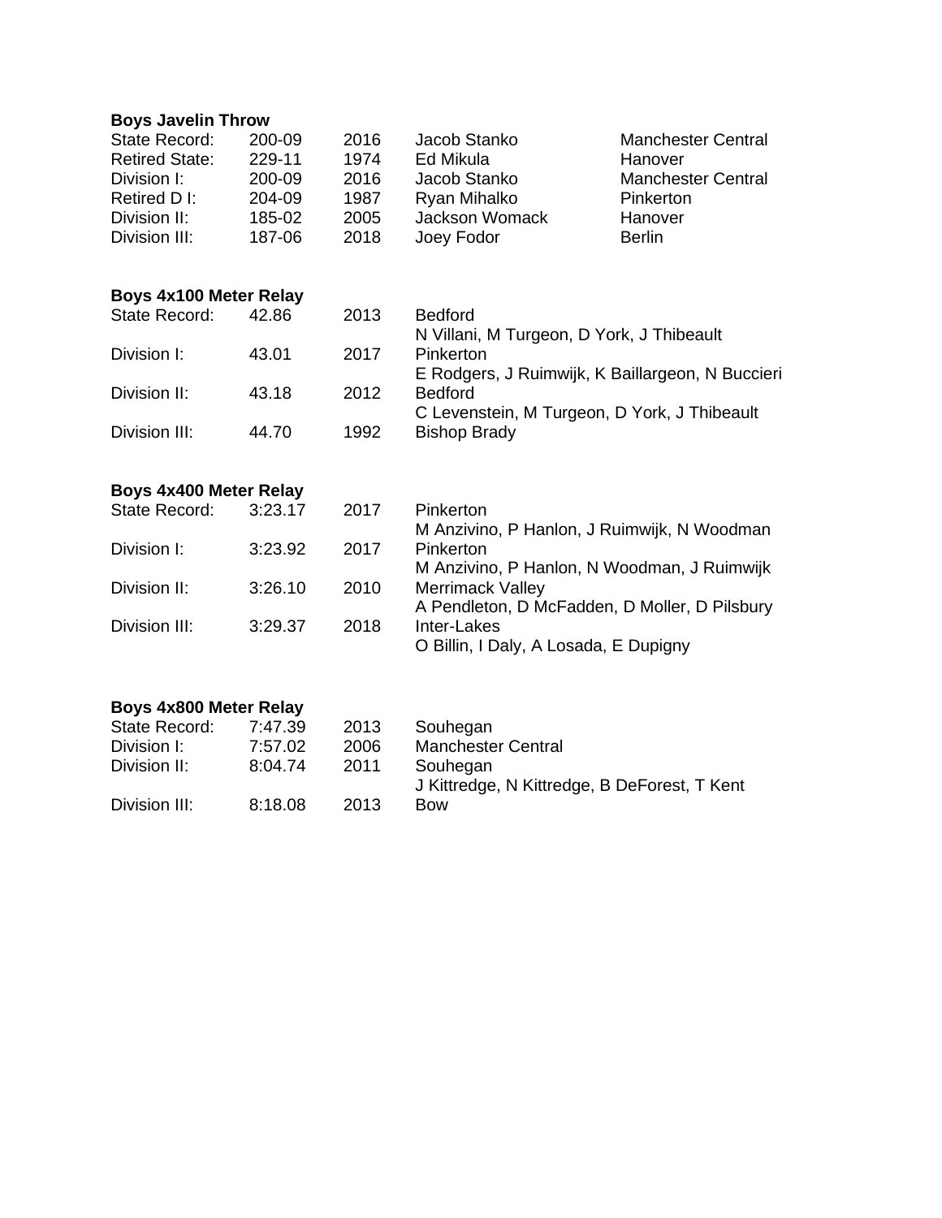**Boys Javelin Throw**

| | | | | |
|---|---|---|---|---|
| State Record: | 200-09 | 2016 | Jacob Stanko | Manchester Central |
| Retired State: | 229-11 | 1974 | Ed Mikula | Hanover |
| Division I: | 200-09 | 2016 | Jacob Stanko | Manchester Central |
| Retired D I: | 204-09 | 1987 | Ryan Mihalko | Pinkerton |
| Division II: | 185-02 | 2005 | Jackson Womack | Hanover |
| Division III: | 187-06 | 2018 | Joey Fodor | Berlin |

**Boys 4x100 Meter Relay**

| | | | |
|---|---|---|---|
| State Record: | 42.86 | 2013 | Bedford |
| | | | N Villani, M Turgeon, D York, J Thibeault |
| Division I: | 43.01 | 2017 | Pinkerton |
| | | | E Rodgers, J Ruimwijk, K Baillargeon, N Buccieri |
| Division II: | 43.18 | 2012 | Bedford |
| | | | C Levenstein, M Turgeon, D York, J Thibeault |
| Division III: | 44.70 | 1992 | Bishop Brady |

**Boys 4x400 Meter Relay**

| | | | |
|---|---|---|---|
| State Record: | 3:23.17 | 2017 | Pinkerton |
| | | | M Anzivino, P Hanlon, J Ruimwijk, N Woodman |
| Division I: | 3:23.92 | 2017 | Pinkerton |
| | | | M Anzivino, P Hanlon, N Woodman, J Ruimwijk |
| Division II: | 3:26.10 | 2010 | Merrimack Valley |
| | | | A Pendleton, D McFadden, D Moller, D Pilsbury |
| Division III: | 3:29.37 | 2018 | Inter-Lakes |
| | | | O Billin, I Daly, A Losada, E Dupigny |

**Boys 4x800 Meter Relay**

| | | | |
|---|---|---|---|
| State Record: | 7:47.39 | 2013 | Souhegan |
| Division I: | 7:57.02 | 2006 | Manchester Central |
| Division II: | 8:04.74 | 2011 | Souhegan |
| | | | J Kittredge, N Kittredge, B DeForest, T Kent |
| Division III: | 8:18.08 | 2013 | Bow |